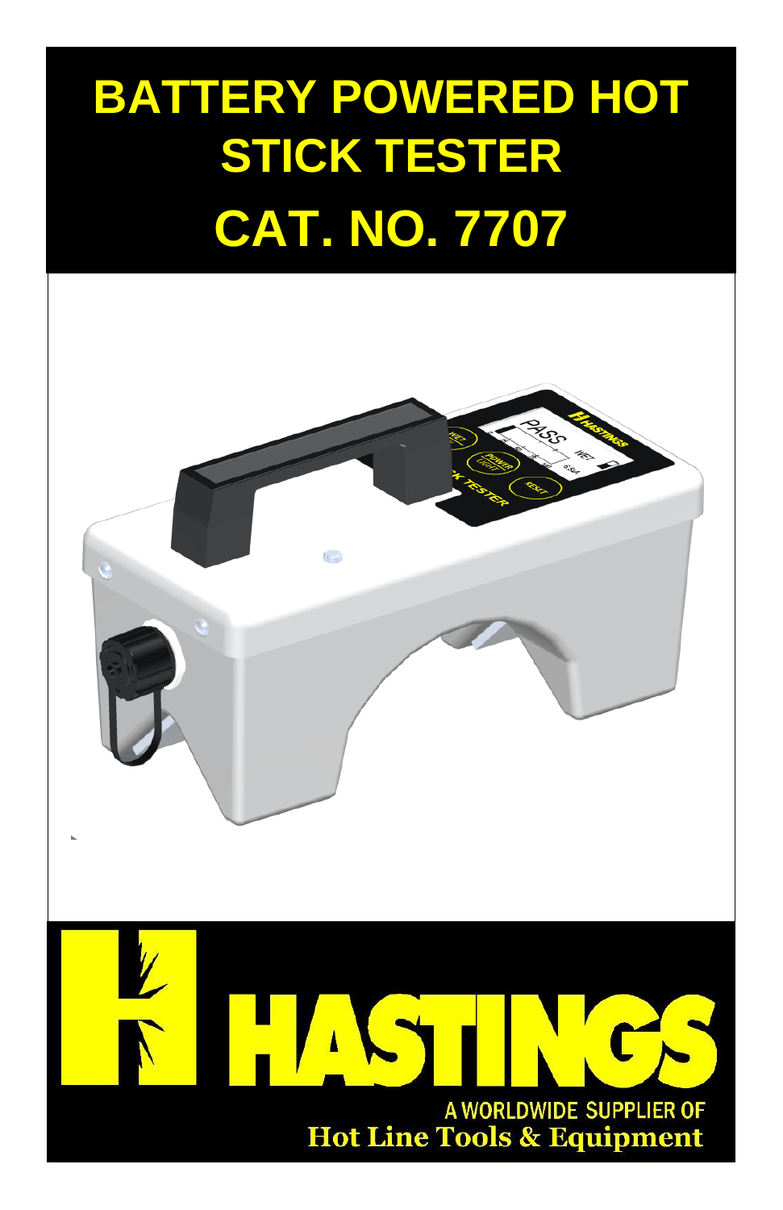# BATTERY POWERED HOT STICK TESTER

# CAT. NO. 7707

HASTINGS

A WORLDWIDE SUPPLIER OF
Hot Line Tools & Equipment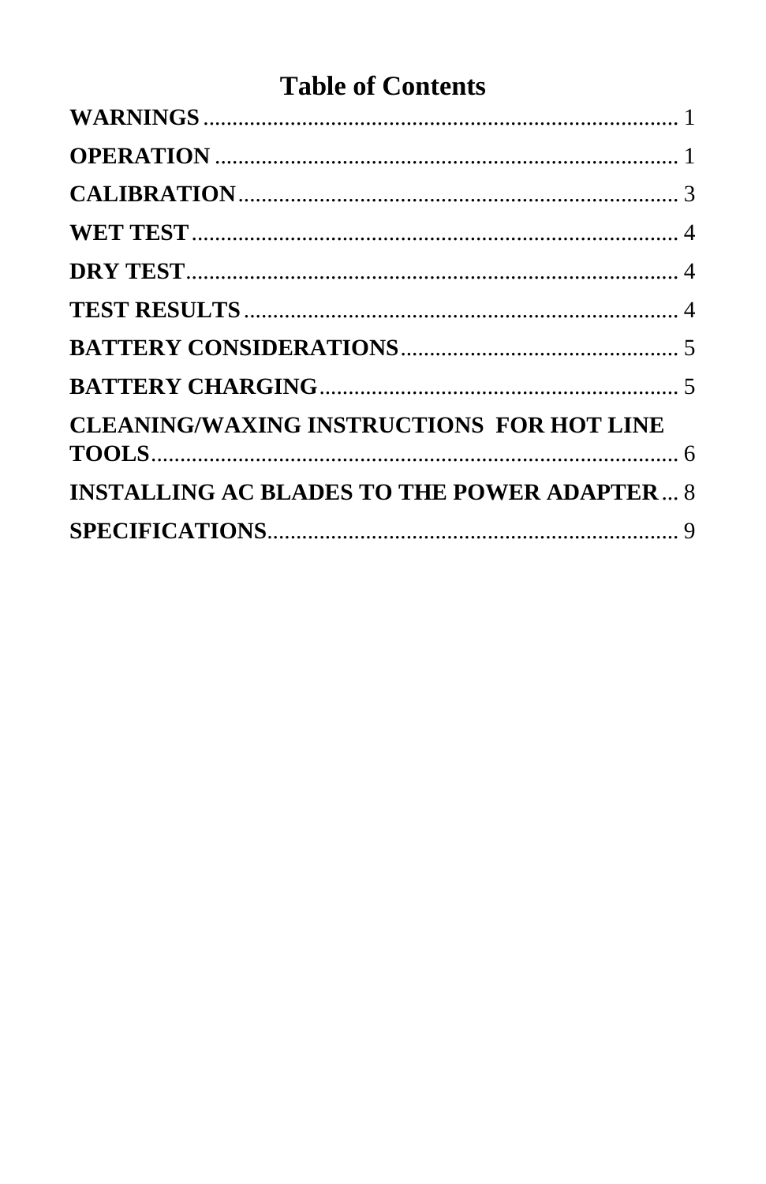# Table of Contents

**WARNINGS** .................................................................................. 1

**OPERATION** ................................................................................ 1

**CALIBRATION** ............................................................................ 3

**WET TEST** .................................................................................. 4

**DRY TEST** .................................................................................. 4

**TEST RESULTS** .......................................................................... 4

**BATTERY CONSIDERATIONS** ................................................ 5

**BATTERY CHARGING** .............................................................. 5

**CLEANING/WAXING INSTRUCTIONS FOR HOT LINE TOOLS** ........................................................................................... 6

**INSTALLING AC BLADES TO THE POWER ADAPTER** ... 8

**SPECIFICATIONS** ...................................................................... 9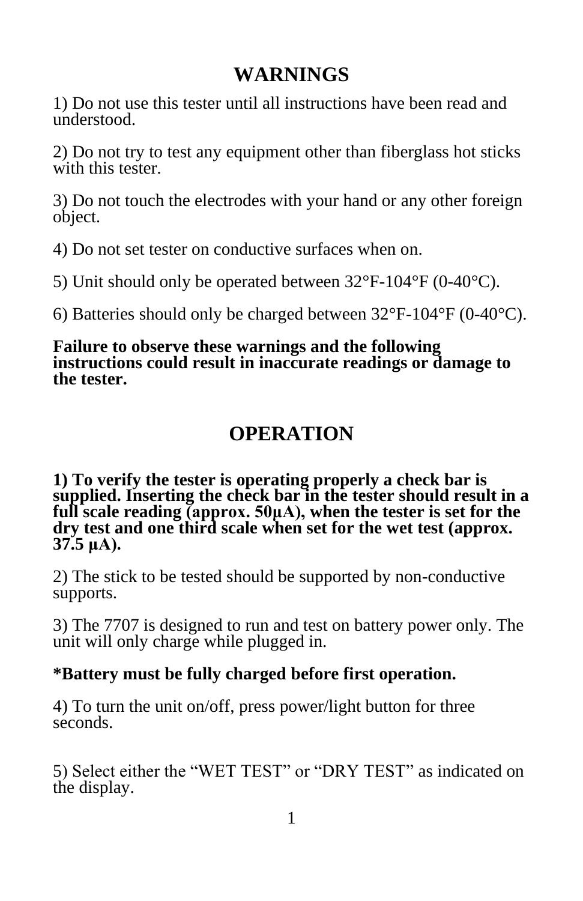## WARNINGS

1) Do not use this tester until all instructions have been read and understood.

2) Do not try to test any equipment other than fiberglass hot sticks with this tester.

3) Do not touch the electrodes with your hand or any other foreign object.

4) Do not set tester on conductive surfaces when on.

5) Unit should only be operated between 32°F-104°F (0-40°C).

6) Batteries should only be charged between 32°F-104°F (0-40°C).

**Failure to observe these warnings and the following instructions could result in inaccurate readings or damage to the tester.**

## OPERATION

**1) To verify the tester is operating properly a check bar is supplied. Inserting the check bar in the tester should result in a full scale reading (approx. 50µA), when the tester is set for the dry test and one third scale when set for the wet test (approx. 37.5 µA).**

2) The stick to be tested should be supported by non-conductive supports.

3) The 7707 is designed to run and test on battery power only. The unit will only charge while plugged in.

***Battery must be fully charged before first operation.**

4) To turn the unit on/off, press power/light button for three seconds.

5) Select either the “WET TEST” or “DRY TEST” as indicated on the display.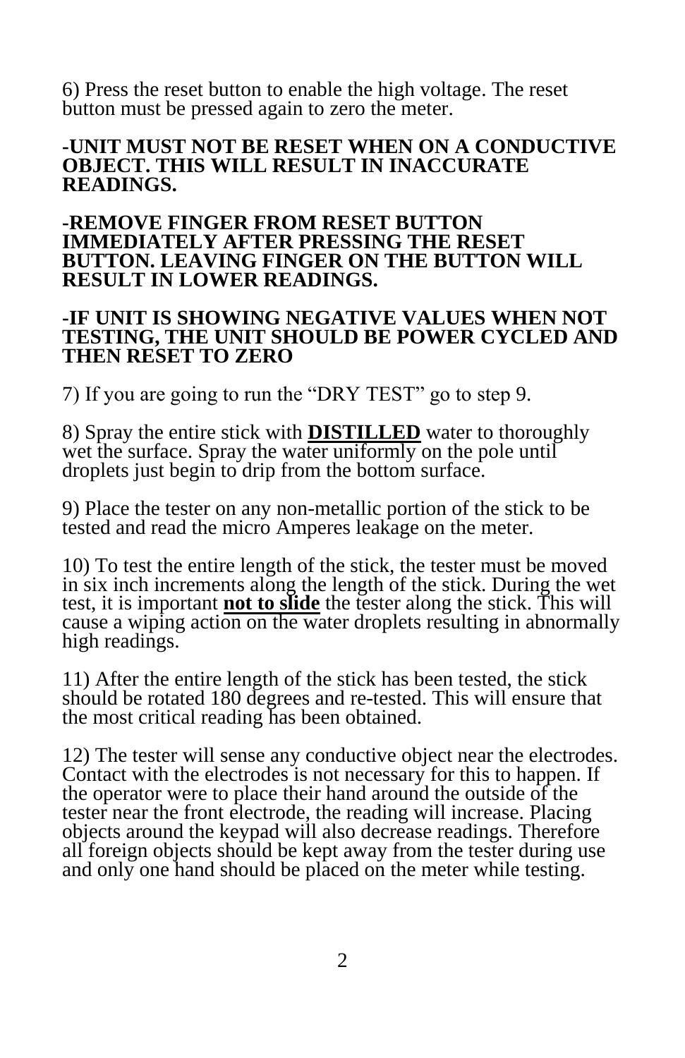6) Press the reset button to enable the high voltage. The reset button must be pressed again to zero the meter.

**-UNIT MUST NOT BE RESET WHEN ON A CONDUCTIVE OBJECT. THIS WILL RESULT IN INACCURATE READINGS.**

**-REMOVE FINGER FROM RESET BUTTON IMMEDIATELY AFTER PRESSING THE RESET BUTTON. LEAVING FINGER ON THE BUTTON WILL RESULT IN LOWER READINGS.**

**-IF UNIT IS SHOWING NEGATIVE VALUES WHEN NOT TESTING, THE UNIT SHOULD BE POWER CYCLED AND THEN RESET TO ZERO**

7) If you are going to run the "DRY TEST" go to step 9.

8) Spray the entire stick with <u>**DISTILLED**</u> water to thoroughly wet the surface. Spray the water uniformly on the pole until droplets just begin to drip from the bottom surface.

9) Place the tester on any non-metallic portion of the stick to be tested and read the micro Amperes leakage on the meter.

10) To test the entire length of the stick, the tester must be moved in six inch increments along the length of the stick. During the wet test, it is important <u>**not to slide**</u> the tester along the stick. This will cause a wiping action on the water droplets resulting in abnormally high readings.

11) After the entire length of the stick has been tested, the stick should be rotated 180 degrees and re-tested. This will ensure that the most critical reading has been obtained.

12) The tester will sense any conductive object near the electrodes. Contact with the electrodes is not necessary for this to happen. If the operator were to place their hand around the outside of the tester near the front electrode, the reading will increase. Placing objects around the keypad will also decrease readings. Therefore all foreign objects should be kept away from the tester during use and only one hand should be placed on the meter while testing.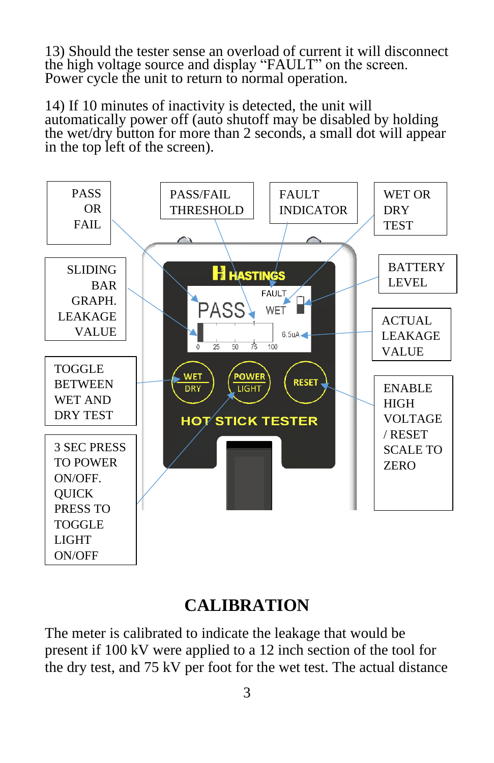13) Should the tester sense an overload of current it will disconnect the high voltage source and display “FAULT” on the screen. Power cycle the unit to return to normal operation.

14) If 10 minutes of inactivity is detected, the unit will automatically power off (auto shutoff may be disabled by holding the wet/dry button for more than 2 seconds, a small dot will appear in the top left of the screen).

PASS OR FAIL

PASS/FAIL THRESHOLD

FAULT INDICATOR

WET OR DRY TEST

SLIDING BAR GRAPH. LEAKAGE VALUE

BATTERY LEVEL

ACTUAL LEAKAGE VALUE

TOGGLE BETWEEN WET AND DRY TEST

ENABLE HIGH VOLTAGE / RESET SCALE TO ZERO

3 SEC PRESS TO POWER ON/OFF. QUICK PRESS TO TOGGLE LIGHT ON/OFF

HASTINGS

FAULT

PASS

WET

6.5uA

0 25 50 75 100

WET / DRY

POWER / LIGHT

RESET

HOT STICK TESTER

## CALIBRATION

The meter is calibrated to indicate the leakage that would be present if 100 kV were applied to a 12 inch section of the tool for the dry test, and 75 kV per foot for the wet test. The actual distance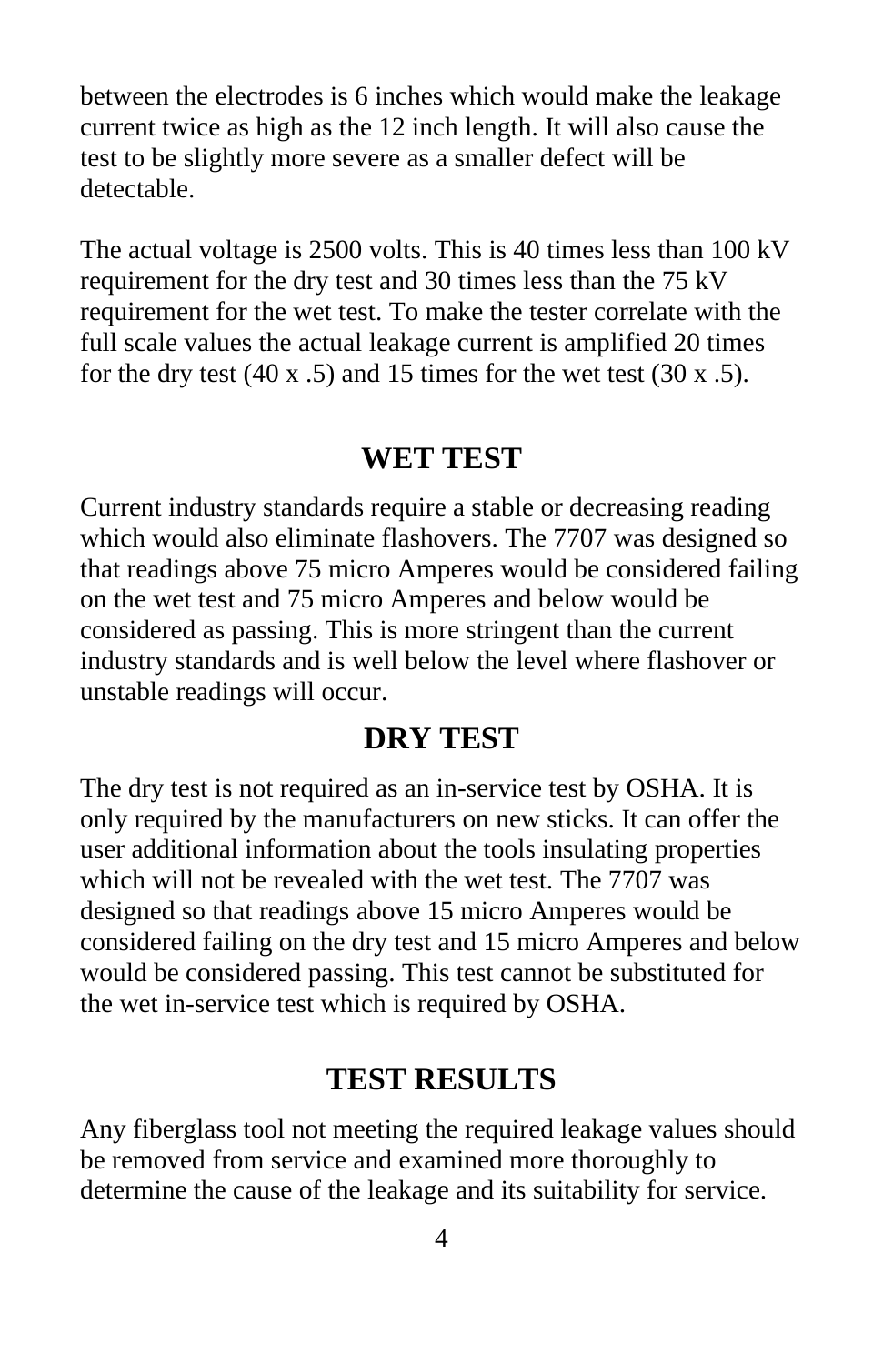between the electrodes is 6 inches which would make the leakage current twice as high as the 12 inch length. It will also cause the test to be slightly more severe as a smaller defect will be detectable.

The actual voltage is 2500 volts. This is 40 times less than 100 kV requirement for the dry test and 30 times less than the 75 kV requirement for the wet test. To make the tester correlate with the full scale values the actual leakage current is amplified 20 times for the dry test (40 x .5) and 15 times for the wet test (30 x .5).

## WET TEST

Current industry standards require a stable or decreasing reading which would also eliminate flashovers. The 7707 was designed so that readings above 75 micro Amperes would be considered failing on the wet test and 75 micro Amperes and below would be considered as passing. This is more stringent than the current industry standards and is well below the level where flashover or unstable readings will occur.

## DRY TEST

The dry test is not required as an in-service test by OSHA. It is only required by the manufacturers on new sticks. It can offer the user additional information about the tools insulating properties which will not be revealed with the wet test. The 7707 was designed so that readings above 15 micro Amperes would be considered failing on the dry test and 15 micro Amperes and below would be considered passing. This test cannot be substituted for the wet in-service test which is required by OSHA.

## TEST RESULTS

Any fiberglass tool not meeting the required leakage values should be removed from service and examined more thoroughly to determine the cause of the leakage and its suitability for service.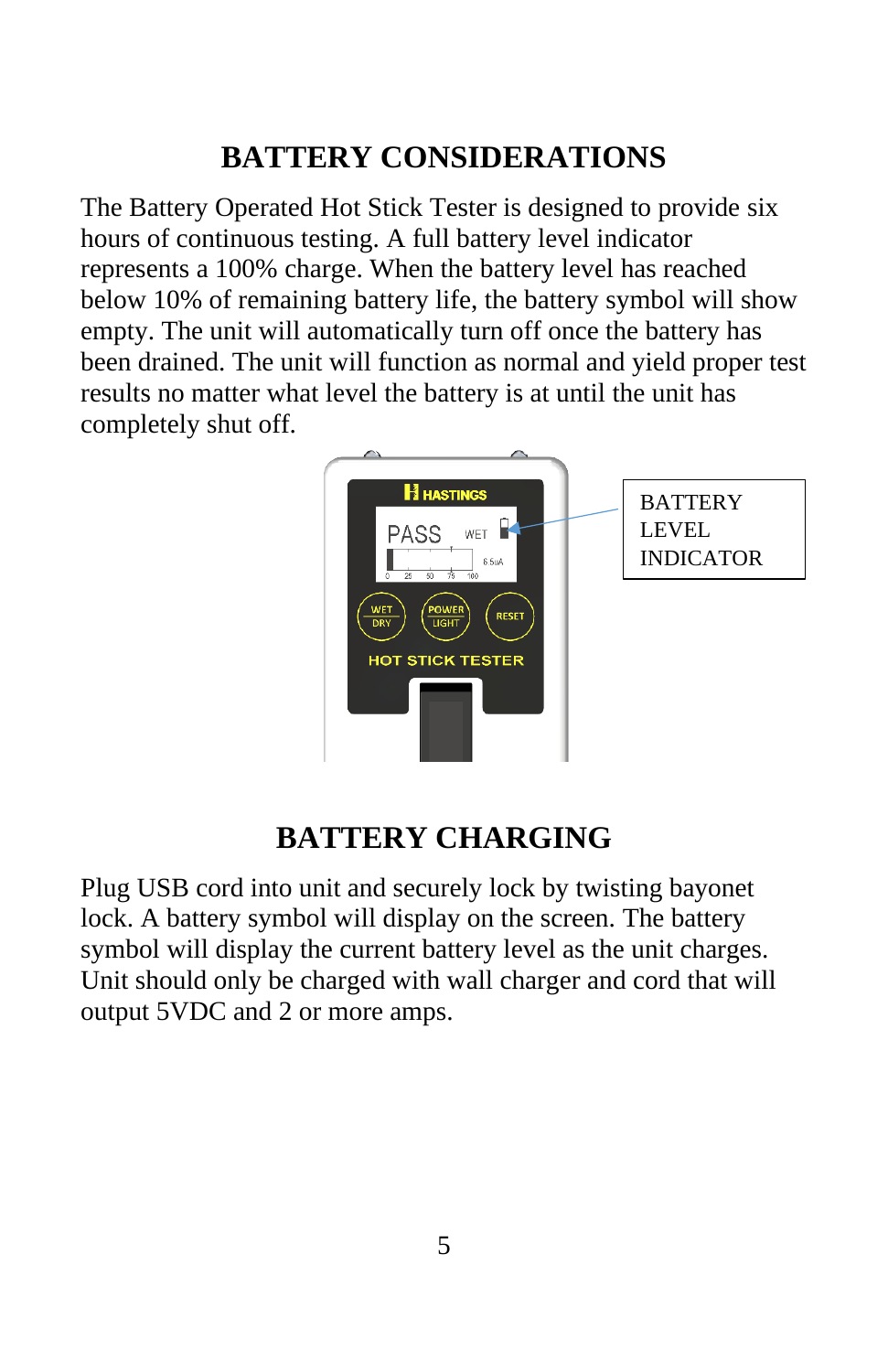## BATTERY CONSIDERATIONS

The Battery Operated Hot Stick Tester is designed to provide six hours of continuous testing. A full battery level indicator represents a 100% charge. When the battery level has reached below 10% of remaining battery life, the battery symbol will show empty. The unit will automatically turn off once the battery has been drained. The unit will function as normal and yield proper test results no matter what level the battery is at until the unit has completely shut off.

BATTERY LEVEL INDICATOR

## BATTERY CHARGING

Plug USB cord into unit and securely lock by twisting bayonet lock. A battery symbol will display on the screen. The battery symbol will display the current battery level as the unit charges. Unit should only be charged with wall charger and cord that will output 5VDC and 2 or more amps.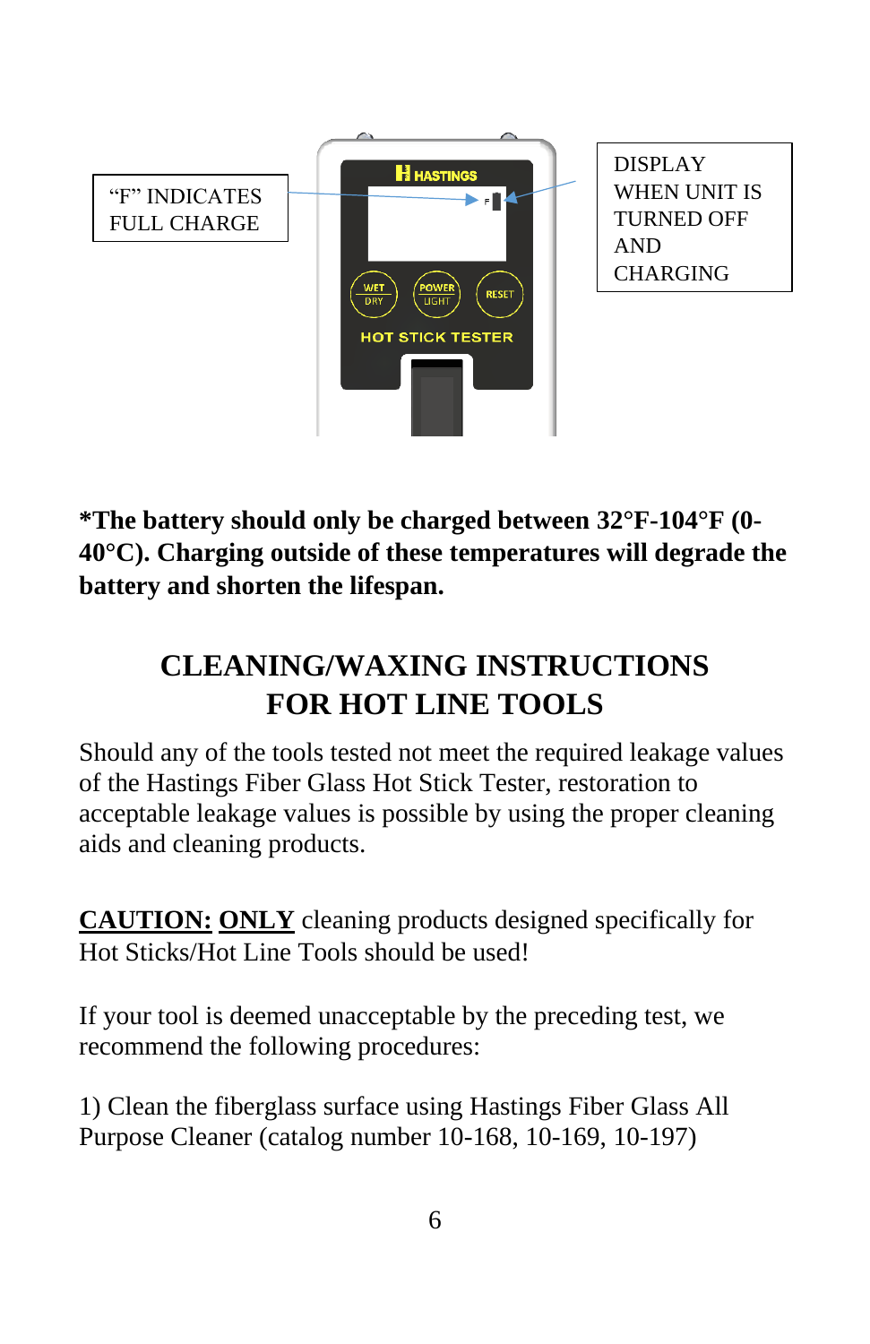“F” INDICATES FULL CHARGE

DISPLAY WHEN UNIT IS TURNED OFF AND CHARGING

**\*The battery should only be charged between 32°F-104°F (0-40°C). Charging outside of these temperatures will degrade the battery and shorten the lifespan.**

## CLEANING/WAXING INSTRUCTIONS FOR HOT LINE TOOLS

Should any of the tools tested not meet the required leakage values of the Hastings Fiber Glass Hot Stick Tester, restoration to acceptable leakage values is possible by using the proper cleaning aids and cleaning products.

<u>**CAUTION:**</u> <u>**ONLY**</u> cleaning products designed specifically for Hot Sticks/Hot Line Tools should be used!

If your tool is deemed unacceptable by the preceding test, we recommend the following procedures:

1) Clean the fiberglass surface using Hastings Fiber Glass All Purpose Cleaner (catalog number 10-168, 10-169, 10-197)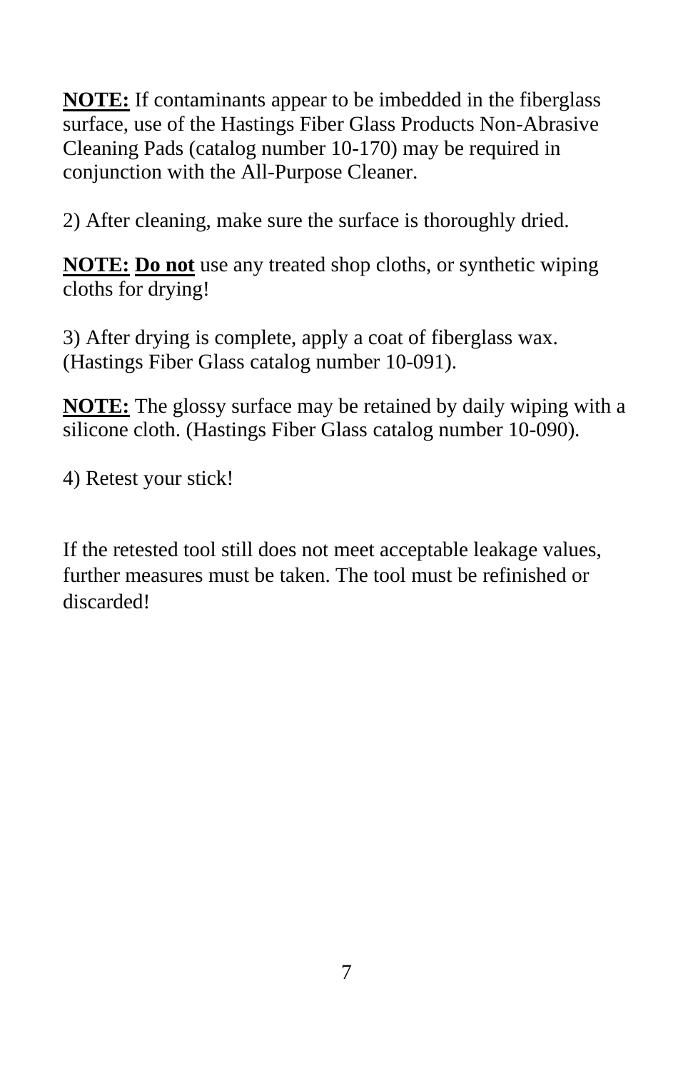**NOTE:** If contaminants appear to be imbedded in the fiberglass surface, use of the Hastings Fiber Glass Products Non-Abrasive Cleaning Pads (catalog number 10-170) may be required in conjunction with the All-Purpose Cleaner.

2) After cleaning, make sure the surface is thoroughly dried.

**NOTE:** **Do not** use any treated shop cloths, or synthetic wiping cloths for drying!

3) After drying is complete, apply a coat of fiberglass wax. (Hastings Fiber Glass catalog number 10-091).

**NOTE:** The glossy surface may be retained by daily wiping with a silicone cloth. (Hastings Fiber Glass catalog number 10-090).

4) Retest your stick!

If the retested tool still does not meet acceptable leakage values, further measures must be taken. The tool must be refinished or discarded!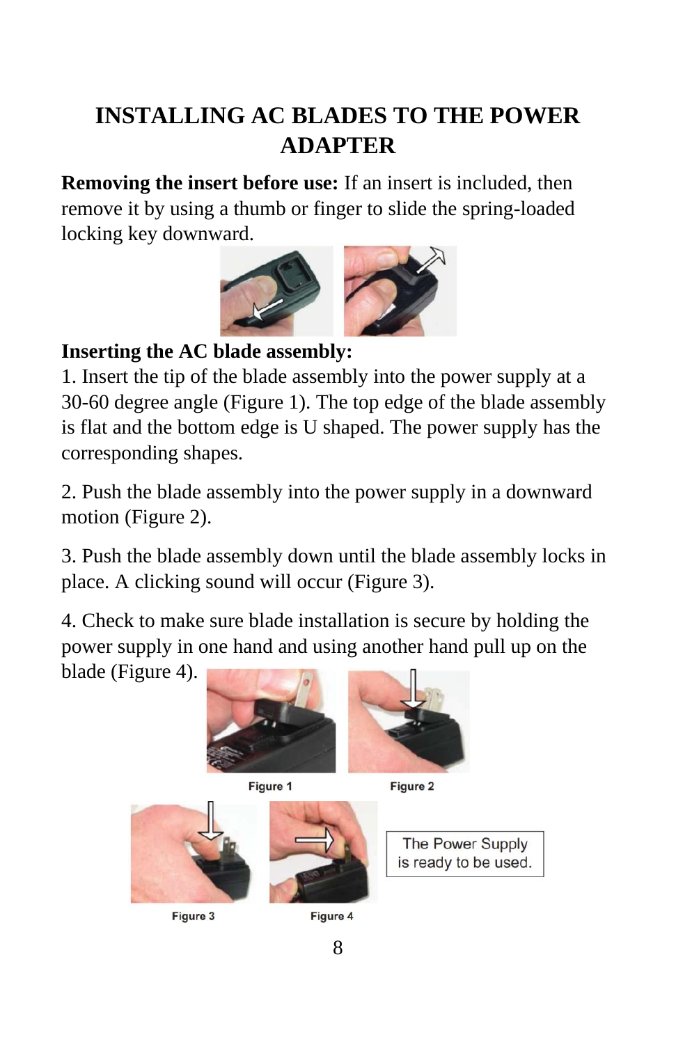# INSTALLING AC BLADES TO THE POWER ADAPTER

**Removing the insert before use:** If an insert is included, then remove it by using a thumb or finger to slide the spring-loaded locking key downward.

**Inserting the AC blade assembly:**

1. Insert the tip of the blade assembly into the power supply at a 30-60 degree angle (Figure 1). The top edge of the blade assembly is flat and the bottom edge is U shaped. The power supply has the corresponding shapes.

2. Push the blade assembly into the power supply in a downward motion (Figure 2).

3. Push the blade assembly down until the blade assembly locks in place. A clicking sound will occur (Figure 3).

4. Check to make sure blade installation is secure by holding the power supply in one hand and using another hand pull up on the blade (Figure 4).

Figure 1

Figure 2

Figure 3

Figure 4

The Power Supply is ready to be used.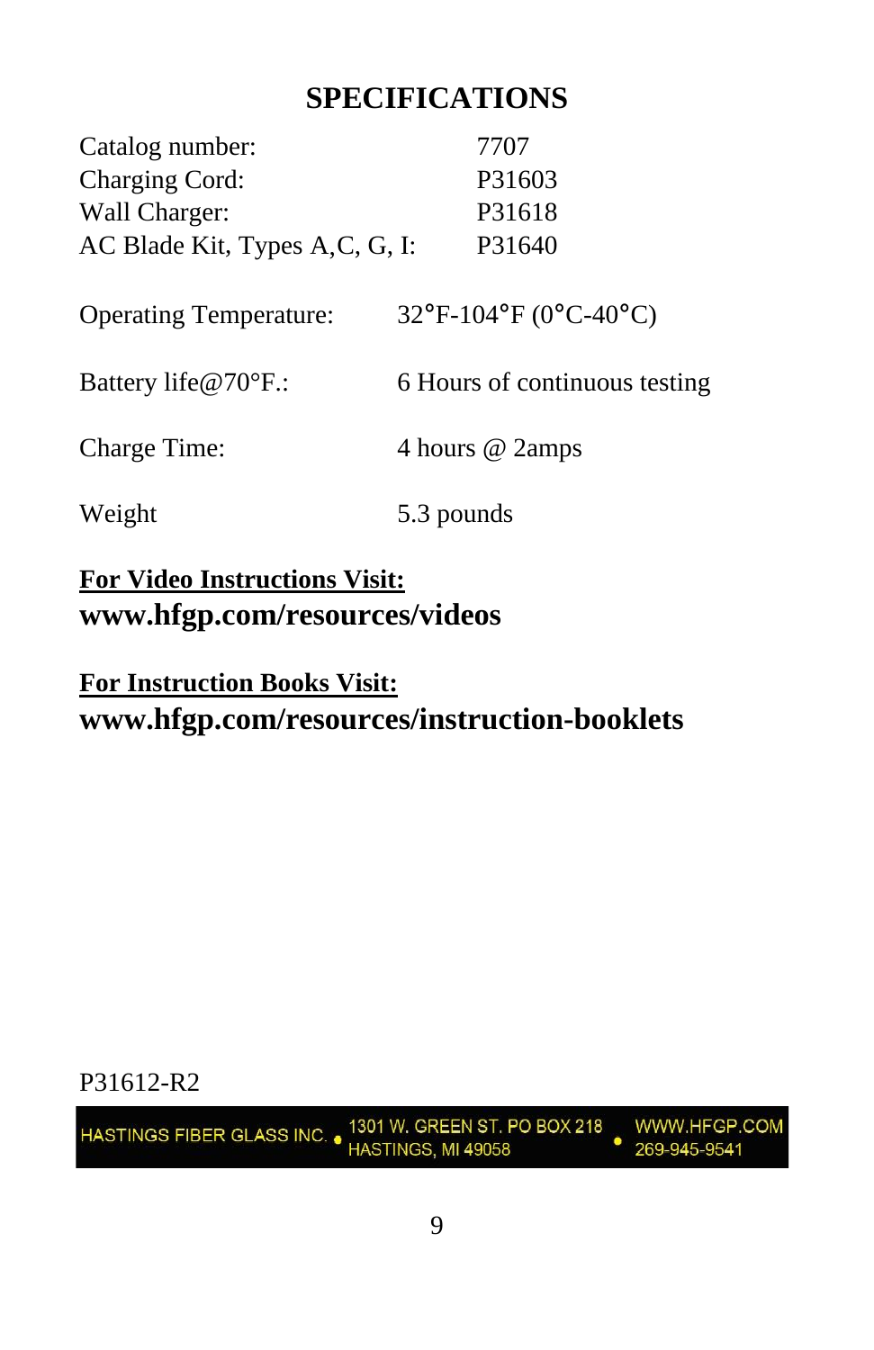## SPECIFICATIONS

| | |
|---|---|
| Catalog number: | 7707 |
| Charging Cord: | P31603 |
| Wall Charger: | P31618 |
| AC Blade Kit, Types A,C, G, I: | P31640 |

| | |
|---|---|
| Operating Temperature: | 32°F-104°F (0°C-40°C) |
| Battery life@70°F.: | 6 Hours of continuous testing |
| Charge Time: | 4 hours @ 2amps |
| Weight | 5.3 pounds |

**<u>For Video Instructions Visit:</u>**
**www.hfgp.com/resources/videos**

**<u>For Instruction Books Visit:</u>**
**www.hfgp.com/resources/instruction-booklets**

P31612-R2

HASTINGS FIBER GLASS INC. • 1301 W. GREEN ST. PO BOX 218 HASTINGS, MI 49058 • WWW.HFGP.COM 269-945-9541